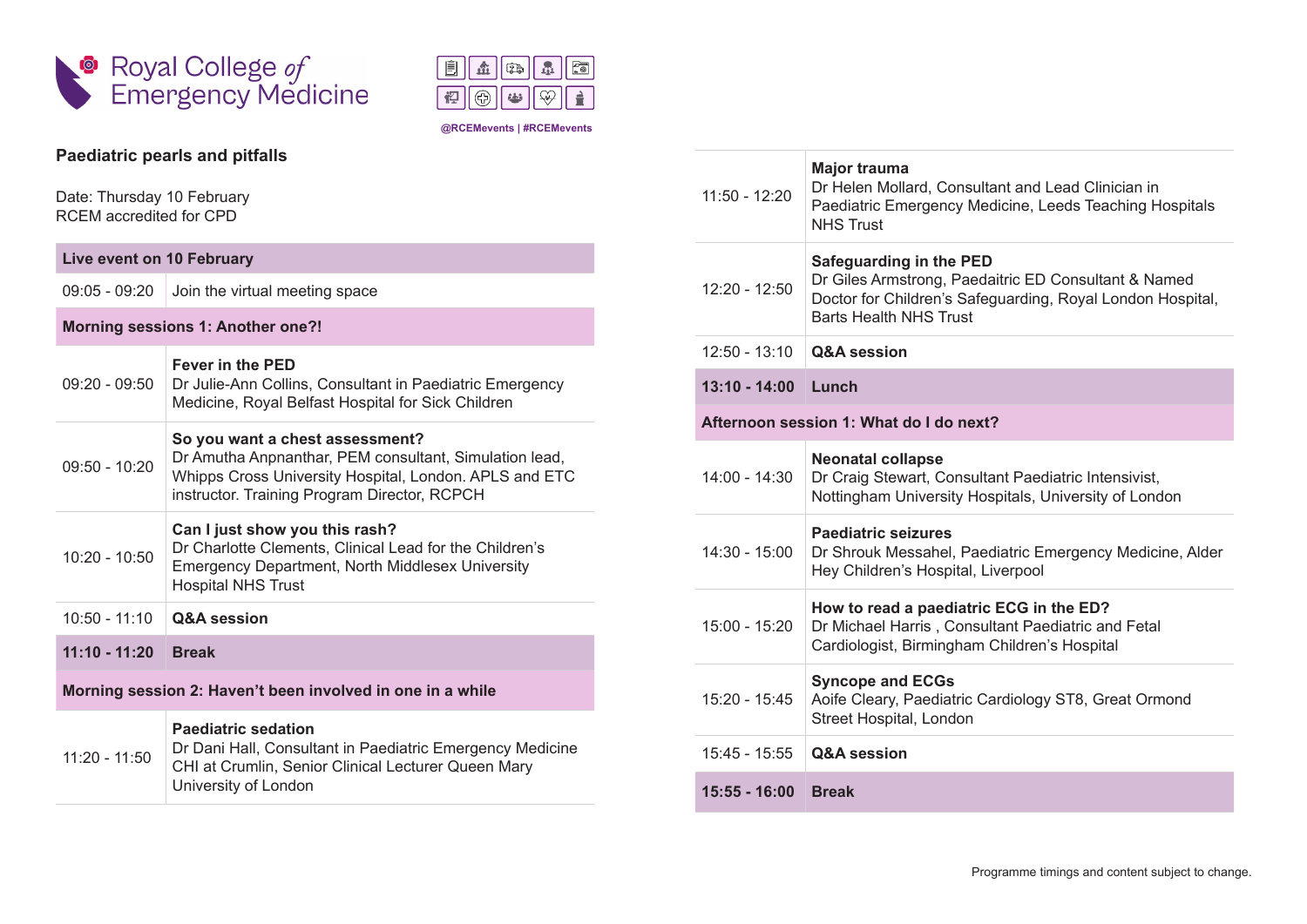Royal College *of* Emergency Medicine

@RCEMevents | #RCEMevents

## Paediatric pearls and pitfalls

Date: Thursday 10 February
RCEM accredited for CPD

| Live event on 10 February | |
|---|---|
| 09:05 - 09:20 | Join the virtual meeting space |
| **Morning sessions 1: Another one?!** | |
| 09:20 - 09:50 | **Fever in the PED**<br>Dr Julie-Ann Collins, Consultant in Paediatric Emergency Medicine, Royal Belfast Hospital for Sick Children |
| 09:50 - 10:20 | **So you want a chest assessment?**<br>Dr Amutha Anpnanthar, PEM consultant, Simulation lead, Whipps Cross University Hospital, London. APLS and ETC instructor. Training Program Director, RCPCH |
| 10:20 - 10:50 | **Can I just show you this rash?**<br>Dr Charlotte Clements, Clinical Lead for the Children's Emergency Department, North Middlesex University Hospital NHS Trust |
| 10:50 - 11:10 | **Q&A session** |
| **11:10 - 11:20** | **Break** |
| **Morning session 2: Haven't been involved in one in a while** | |
| 11:20 - 11:50 | **Paediatric sedation**<br>Dr Dani Hall, Consultant in Paediatric Emergency Medicine CHI at Crumlin, Senior Clinical Lecturer Queen Mary University of London |
| 11:50 - 12:20 | **Major trauma**<br>Dr Helen Mollard, Consultant and Lead Clinician in Paediatric Emergency Medicine, Leeds Teaching Hospitals NHS Trust |
| 12:20 - 12:50 | **Safeguarding in the PED**<br>Dr Giles Armstrong, Paedaitric ED Consultant & Named Doctor for Children's Safeguarding, Royal London Hospital, Barts Health NHS Trust |
| 12:50 - 13:10 | **Q&A session** |
| **13:10 - 14:00** | **Lunch** |
| **Afternoon session 1: What do I do next?** | |
| 14:00 - 14:30 | **Neonatal collapse**<br>Dr Craig Stewart, Consultant Paediatric Intensivist, Nottingham University Hospitals, University of London |
| 14:30 - 15:00 | **Paediatric seizures**<br>Dr Shrouk Messahel, Paediatric Emergency Medicine, Alder Hey Children's Hospital, Liverpool |
| 15:00 - 15:20 | **How to read a paediatric ECG in the ED?**<br>Dr Michael Harris , Consultant Paediatric and Fetal Cardiologist, Birmingham Children's Hospital |
| 15:20 - 15:45 | **Syncope and ECGs**<br>Aoife Cleary, Paediatric Cardiology ST8, Great Ormond Street Hospital, London |
| 15:45 - 15:55 | **Q&A session** |
| **15:55 - 16:00** | **Break** |

Programme timings and content subject to change.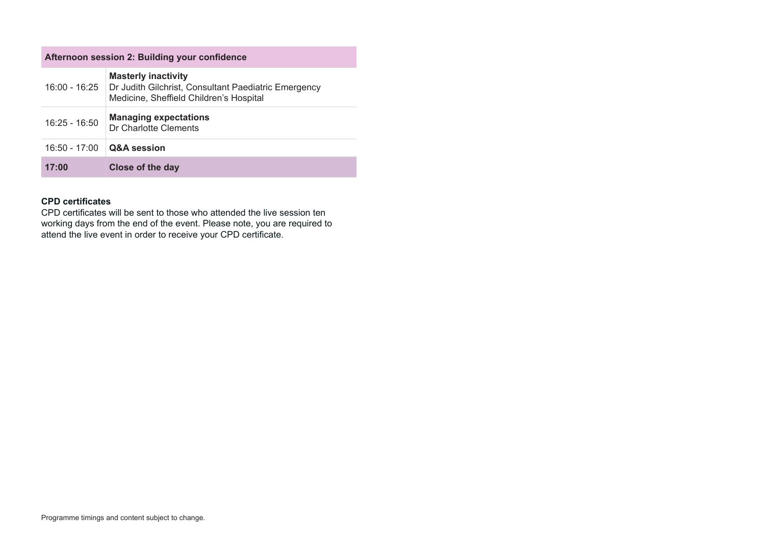| Afternoon session 2: Building your confidence | |
|---|---|
| 16:00 - 16:25 | **Masterly inactivity**<br>Dr Judith Gilchrist, Consultant Paediatric Emergency Medicine, Sheffield Children's Hospital |
| 16:25 - 16:50 | **Managing expectations**<br>Dr Charlotte Clements |
| 16:50 - 17:00 | **Q&A session** |
| **17:00** | **Close of the day** |

**CPD certificates**

CPD certificates will be sent to those who attended the live session ten working days from the end of the event. Please note, you are required to attend the live event in order to receive your CPD certificate.

Programme timings and content subject to change.